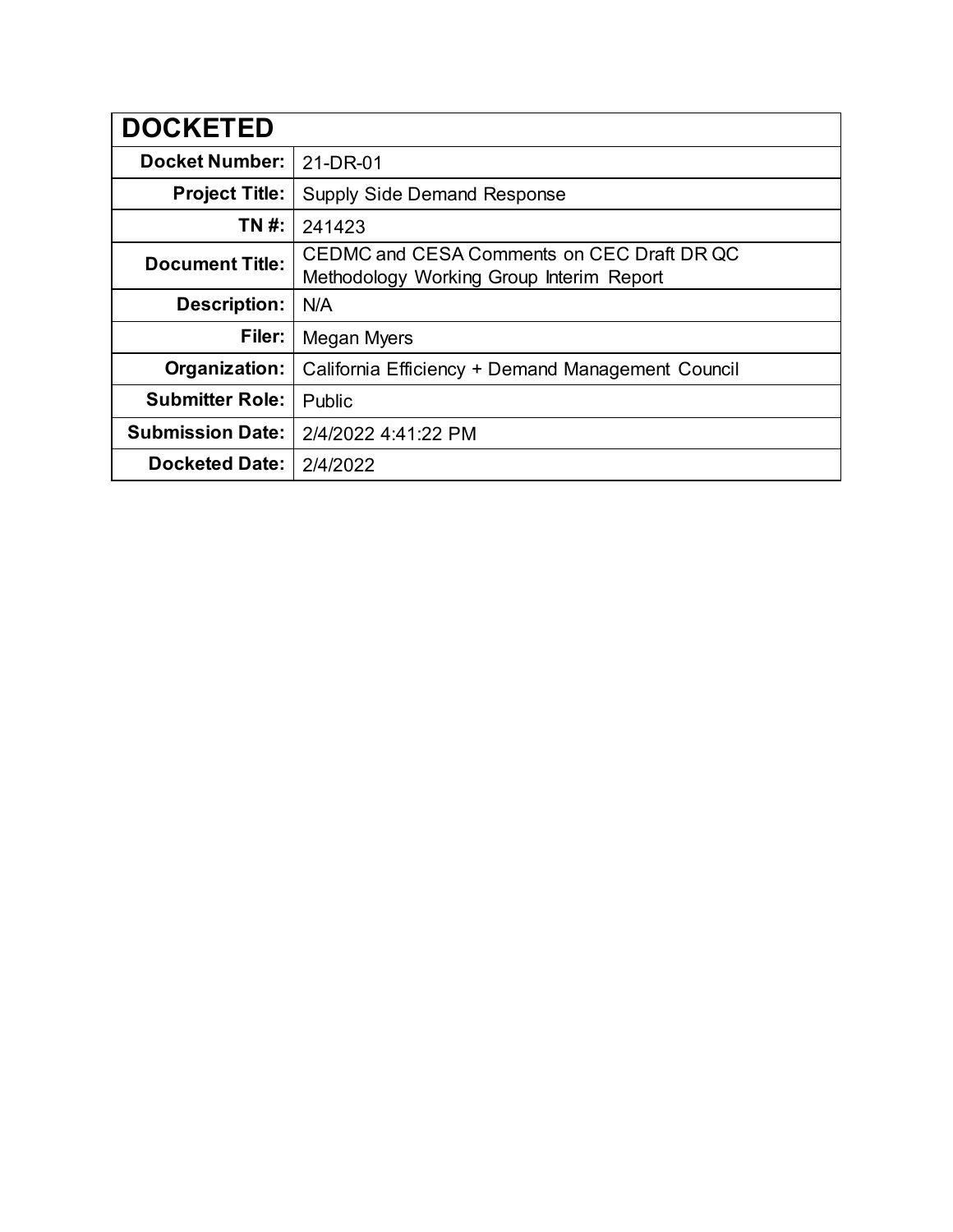| DOCKETED | |
|---|---|
| **Docket Number:** | 21-DR-01 |
| **Project Title:** | Supply Side Demand Response |
| **TN #:** | 241423 |
| **Document Title:** | CEDMC and CESA Comments on CEC Draft DR QC Methodology Working Group Interim Report |
| **Description:** | N/A |
| **Filer:** | Megan Myers |
| **Organization:** | California Efficiency + Demand Management Council |
| **Submitter Role:** | Public |
| **Submission Date:** | 2/4/2022 4:41:22 PM |
| **Docketed Date:** | 2/4/2022 |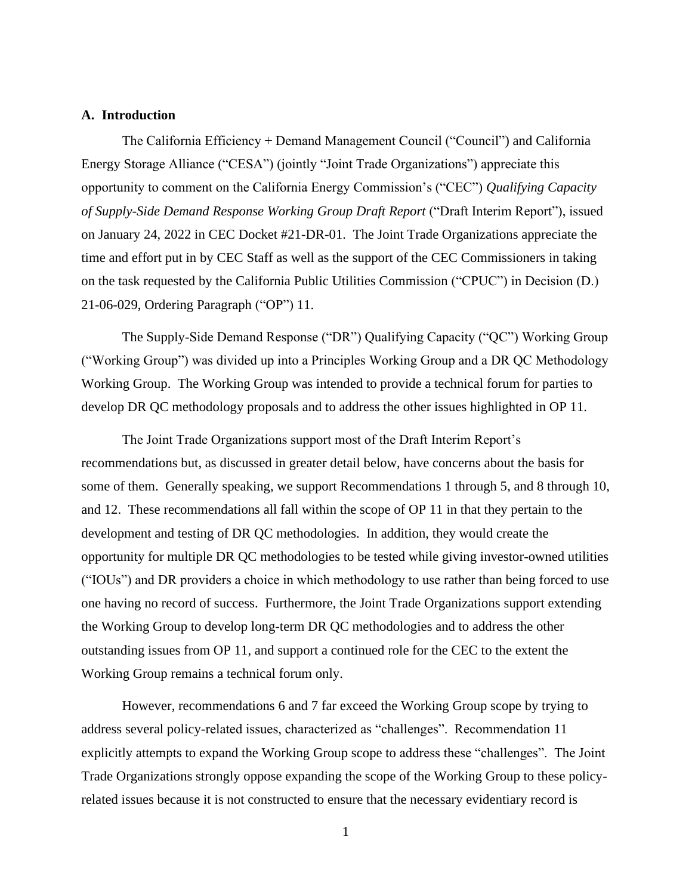## A. Introduction

The California Efficiency + Demand Management Council ("Council") and California Energy Storage Alliance ("CESA") (jointly "Joint Trade Organizations") appreciate this opportunity to comment on the California Energy Commission's ("CEC") *Qualifying Capacity of Supply-Side Demand Response Working Group Draft Report* ("Draft Interim Report"), issued on January 24, 2022 in CEC Docket #21-DR-01. The Joint Trade Organizations appreciate the time and effort put in by CEC Staff as well as the support of the CEC Commissioners in taking on the task requested by the California Public Utilities Commission ("CPUC") in Decision (D.) 21-06-029, Ordering Paragraph ("OP") 11.

The Supply-Side Demand Response ("DR") Qualifying Capacity ("QC") Working Group ("Working Group") was divided up into a Principles Working Group and a DR QC Methodology Working Group. The Working Group was intended to provide a technical forum for parties to develop DR QC methodology proposals and to address the other issues highlighted in OP 11.

The Joint Trade Organizations support most of the Draft Interim Report's recommendations but, as discussed in greater detail below, have concerns about the basis for some of them. Generally speaking, we support Recommendations 1 through 5, and 8 through 10, and 12. These recommendations all fall within the scope of OP 11 in that they pertain to the development and testing of DR QC methodologies. In addition, they would create the opportunity for multiple DR QC methodologies to be tested while giving investor-owned utilities ("IOUs") and DR providers a choice in which methodology to use rather than being forced to use one having no record of success. Furthermore, the Joint Trade Organizations support extending the Working Group to develop long-term DR QC methodologies and to address the other outstanding issues from OP 11, and support a continued role for the CEC to the extent the Working Group remains a technical forum only.

However, recommendations 6 and 7 far exceed the Working Group scope by trying to address several policy-related issues, characterized as "challenges". Recommendation 11 explicitly attempts to expand the Working Group scope to address these "challenges". The Joint Trade Organizations strongly oppose expanding the scope of the Working Group to these policy-related issues because it is not constructed to ensure that the necessary evidentiary record is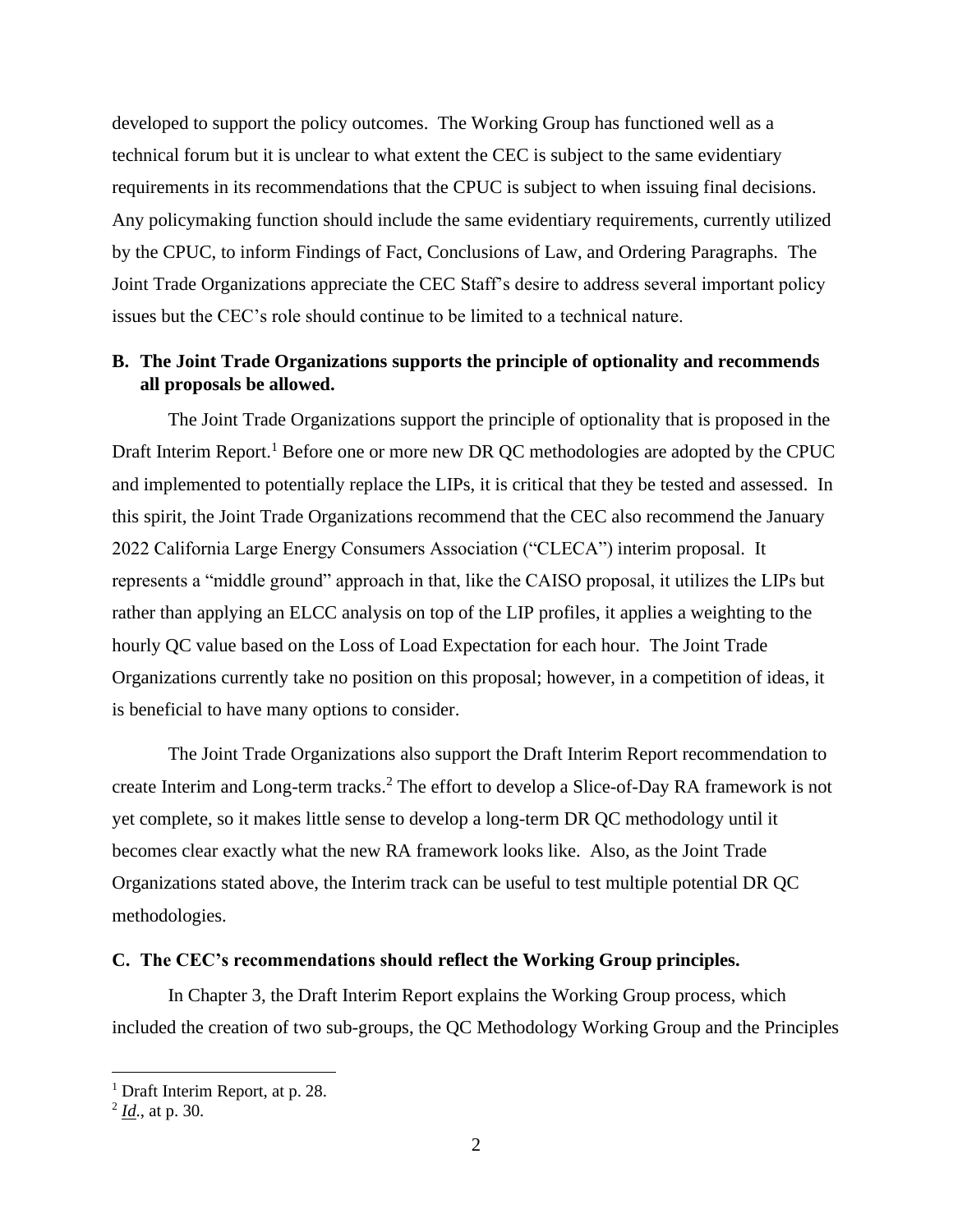developed to support the policy outcomes. The Working Group has functioned well as a technical forum but it is unclear to what extent the CEC is subject to the same evidentiary requirements in its recommendations that the CPUC is subject to when issuing final decisions. Any policymaking function should include the same evidentiary requirements, currently utilized by the CPUC, to inform Findings of Fact, Conclusions of Law, and Ordering Paragraphs. The Joint Trade Organizations appreciate the CEC Staff's desire to address several important policy issues but the CEC's role should continue to be limited to a technical nature.

### B. The Joint Trade Organizations supports the principle of optionality and recommends all proposals be allowed.

The Joint Trade Organizations support the principle of optionality that is proposed in the Draft Interim Report.[1] Before one or more new DR QC methodologies are adopted by the CPUC and implemented to potentially replace the LIPs, it is critical that they be tested and assessed. In this spirit, the Joint Trade Organizations recommend that the CEC also recommend the January 2022 California Large Energy Consumers Association ("CLECA") interim proposal. It represents a "middle ground" approach in that, like the CAISO proposal, it utilizes the LIPs but rather than applying an ELCC analysis on top of the LIP profiles, it applies a weighting to the hourly QC value based on the Loss of Load Expectation for each hour. The Joint Trade Organizations currently take no position on this proposal; however, in a competition of ideas, it is beneficial to have many options to consider.

The Joint Trade Organizations also support the Draft Interim Report recommendation to create Interim and Long-term tracks.[2] The effort to develop a Slice-of-Day RA framework is not yet complete, so it makes little sense to develop a long-term DR QC methodology until it becomes clear exactly what the new RA framework looks like. Also, as the Joint Trade Organizations stated above, the Interim track can be useful to test multiple potential DR QC methodologies.

### C. The CEC's recommendations should reflect the Working Group principles.

In Chapter 3, the Draft Interim Report explains the Working Group process, which included the creation of two sub-groups, the QC Methodology Working Group and the Principles

---

[1] Draft Interim Report, at p. 28.

[2] *Id.*, at p. 30.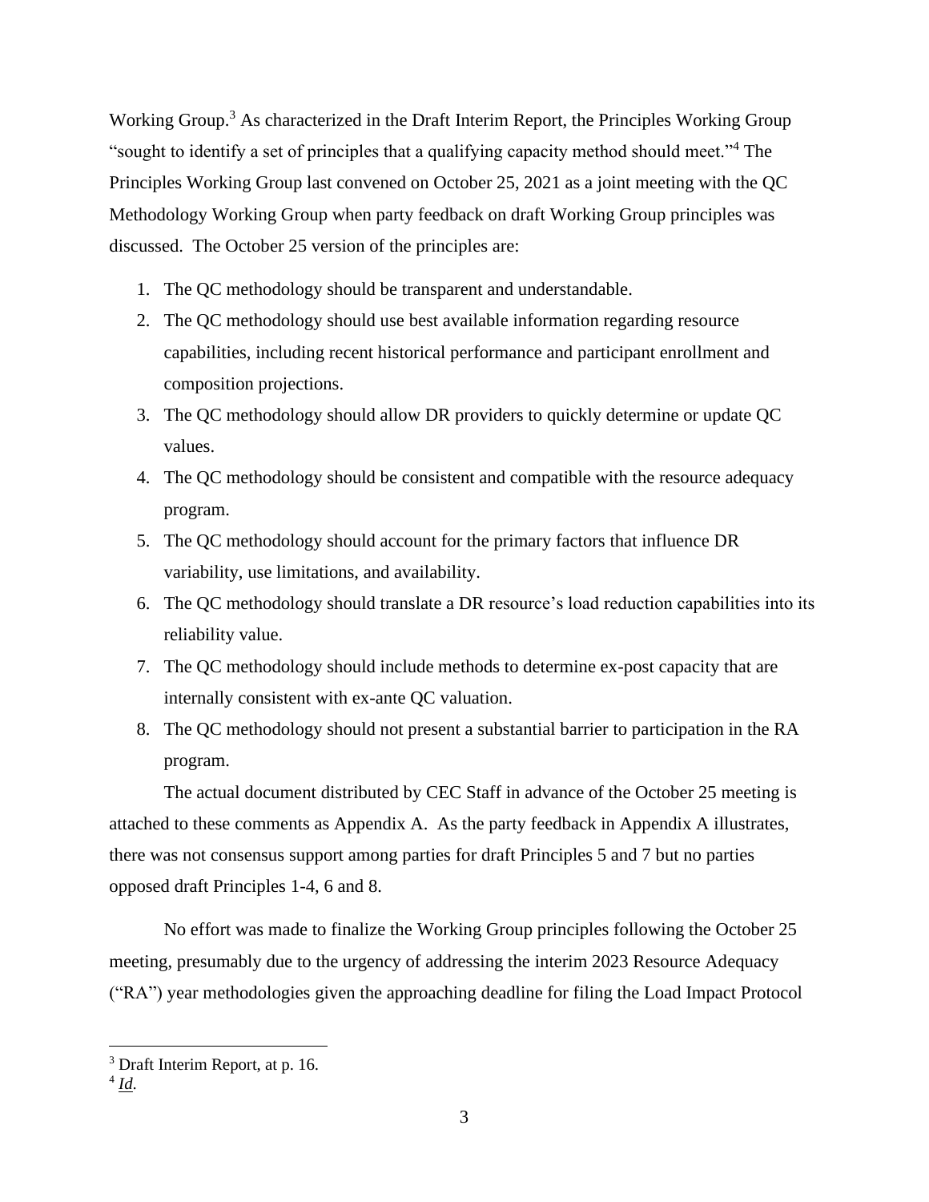Working Group.[3] As characterized in the Draft Interim Report, the Principles Working Group "sought to identify a set of principles that a qualifying capacity method should meet."[4] The Principles Working Group last convened on October 25, 2021 as a joint meeting with the QC Methodology Working Group when party feedback on draft Working Group principles was discussed. The October 25 version of the principles are:

1. The QC methodology should be transparent and understandable.
2. The QC methodology should use best available information regarding resource capabilities, including recent historical performance and participant enrollment and composition projections.
3. The QC methodology should allow DR providers to quickly determine or update QC values.
4. The QC methodology should be consistent and compatible with the resource adequacy program.
5. The QC methodology should account for the primary factors that influence DR variability, use limitations, and availability.
6. The QC methodology should translate a DR resource's load reduction capabilities into its reliability value.
7. The QC methodology should include methods to determine ex-post capacity that are internally consistent with ex-ante QC valuation.
8. The QC methodology should not present a substantial barrier to participation in the RA program.

The actual document distributed by CEC Staff in advance of the October 25 meeting is attached to these comments as Appendix A. As the party feedback in Appendix A illustrates, there was not consensus support among parties for draft Principles 5 and 7 but no parties opposed draft Principles 1-4, 6 and 8.

No effort was made to finalize the Working Group principles following the October 25 meeting, presumably due to the urgency of addressing the interim 2023 Resource Adequacy ("RA") year methodologies given the approaching deadline for filing the Load Impact Protocol

---

[3] Draft Interim Report, at p. 16.

[4] *Id.*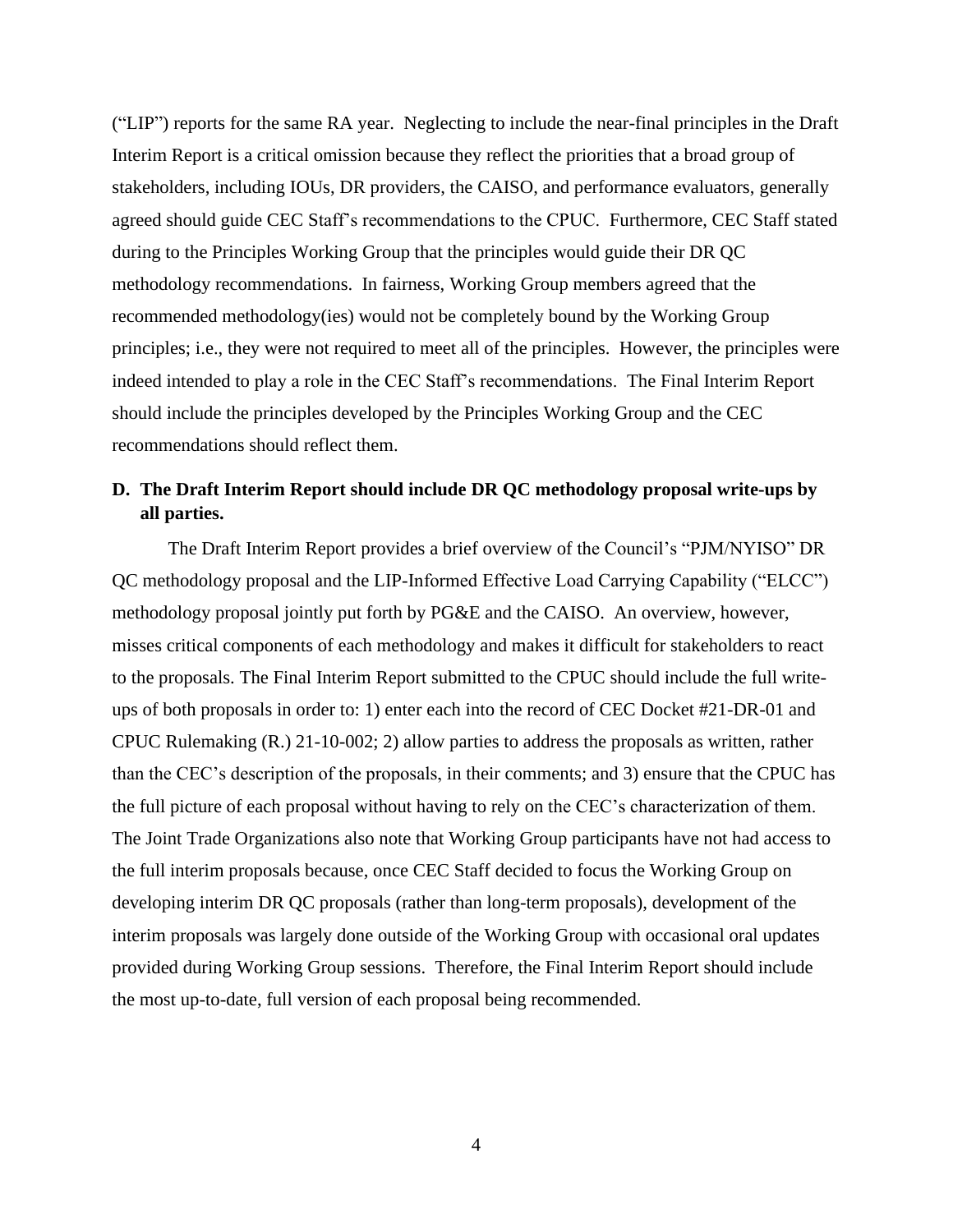("LIP") reports for the same RA year. Neglecting to include the near-final principles in the Draft Interim Report is a critical omission because they reflect the priorities that a broad group of stakeholders, including IOUs, DR providers, the CAISO, and performance evaluators, generally agreed should guide CEC Staff's recommendations to the CPUC. Furthermore, CEC Staff stated during to the Principles Working Group that the principles would guide their DR QC methodology recommendations. In fairness, Working Group members agreed that the recommended methodology(ies) would not be completely bound by the Working Group principles; i.e., they were not required to meet all of the principles. However, the principles were indeed intended to play a role in the CEC Staff's recommendations. The Final Interim Report should include the principles developed by the Principles Working Group and the CEC recommendations should reflect them.

### D. The Draft Interim Report should include DR QC methodology proposal write-ups by all parties.

The Draft Interim Report provides a brief overview of the Council's "PJM/NYISO" DR QC methodology proposal and the LIP-Informed Effective Load Carrying Capability ("ELCC") methodology proposal jointly put forth by PG&E and the CAISO. An overview, however, misses critical components of each methodology and makes it difficult for stakeholders to react to the proposals. The Final Interim Report submitted to the CPUC should include the full write-ups of both proposals in order to: 1) enter each into the record of CEC Docket #21-DR-01 and CPUC Rulemaking (R.) 21-10-002; 2) allow parties to address the proposals as written, rather than the CEC's description of the proposals, in their comments; and 3) ensure that the CPUC has the full picture of each proposal without having to rely on the CEC's characterization of them. The Joint Trade Organizations also note that Working Group participants have not had access to the full interim proposals because, once CEC Staff decided to focus the Working Group on developing interim DR QC proposals (rather than long-term proposals), development of the interim proposals was largely done outside of the Working Group with occasional oral updates provided during Working Group sessions. Therefore, the Final Interim Report should include the most up-to-date, full version of each proposal being recommended.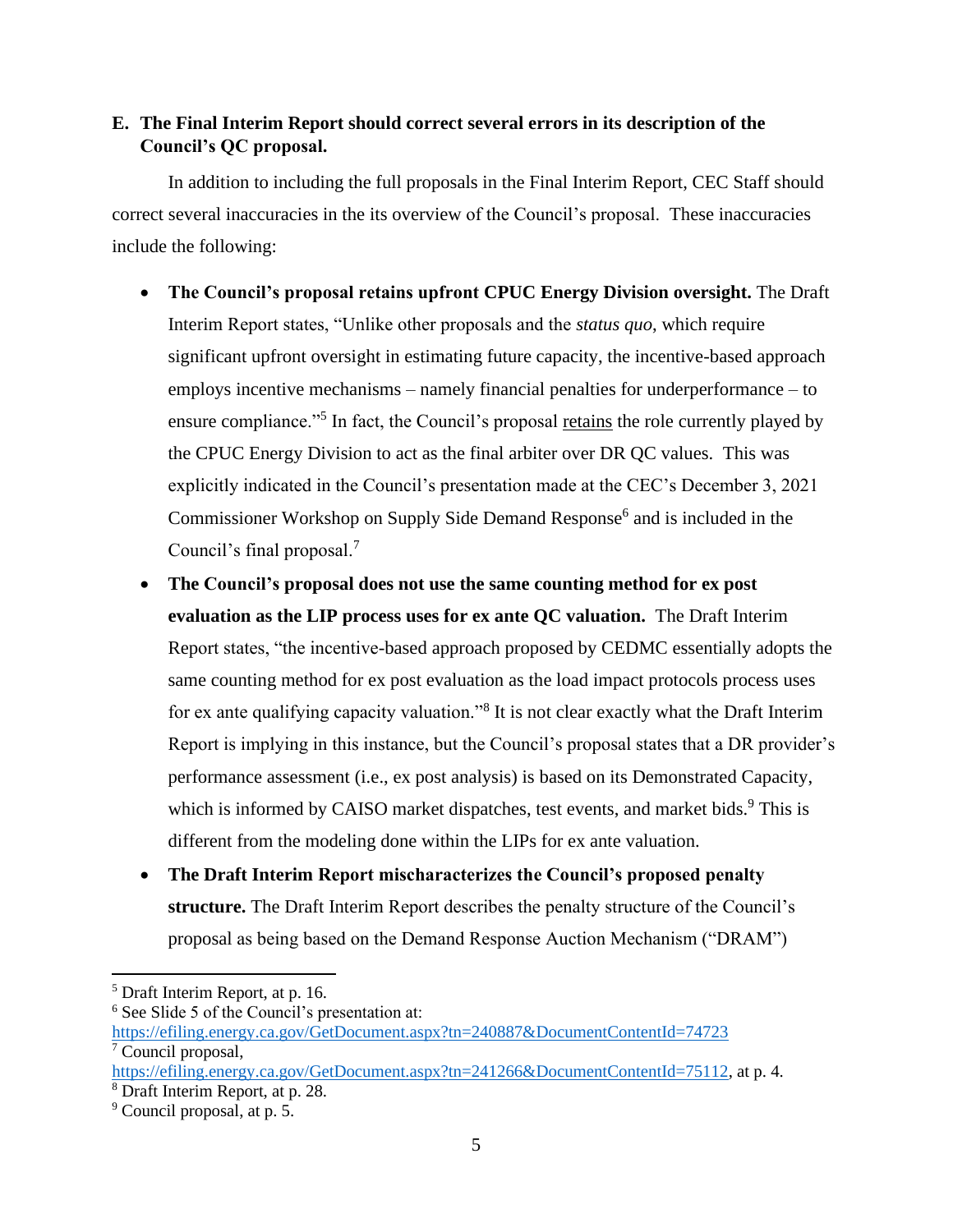**E. The Final Interim Report should correct several errors in its description of the Council's QC proposal.**

In addition to including the full proposals in the Final Interim Report, CEC Staff should correct several inaccuracies in the its overview of the Council's proposal. These inaccuracies include the following:

- **The Council's proposal retains upfront CPUC Energy Division oversight.** The Draft Interim Report states, "Unlike other proposals and the *status quo*, which require significant upfront oversight in estimating future capacity, the incentive-based approach employs incentive mechanisms – namely financial penalties for underperformance – to ensure compliance."[5] In fact, the Council's proposal <u>retains</u> the role currently played by the CPUC Energy Division to act as the final arbiter over DR QC values. This was explicitly indicated in the Council's presentation made at the CEC's December 3, 2021 Commissioner Workshop on Supply Side Demand Response[6] and is included in the Council's final proposal.[7]
- **The Council's proposal does not use the same counting method for ex post evaluation as the LIP process uses for ex ante QC valuation.** The Draft Interim Report states, "the incentive-based approach proposed by CEDMC essentially adopts the same counting method for ex post evaluation as the load impact protocols process uses for ex ante qualifying capacity valuation."[8] It is not clear exactly what the Draft Interim Report is implying in this instance, but the Council's proposal states that a DR provider's performance assessment (i.e., ex post analysis) is based on its Demonstrated Capacity, which is informed by CAISO market dispatches, test events, and market bids.[9] This is different from the modeling done within the LIPs for ex ante valuation.
- **The Draft Interim Report mischaracterizes the Council's proposed penalty structure.** The Draft Interim Report describes the penalty structure of the Council's proposal as being based on the Demand Response Auction Mechanism ("DRAM")

---

[5] Draft Interim Report, at p. 16.

[6] See Slide 5 of the Council's presentation at: https://efiling.energy.ca.gov/GetDocument.aspx?tn=240887&DocumentContentId=74723

[7] Council proposal, https://efiling.energy.ca.gov/GetDocument.aspx?tn=241266&DocumentContentId=75112, at p. 4.

[8] Draft Interim Report, at p. 28.

[9] Council proposal, at p. 5.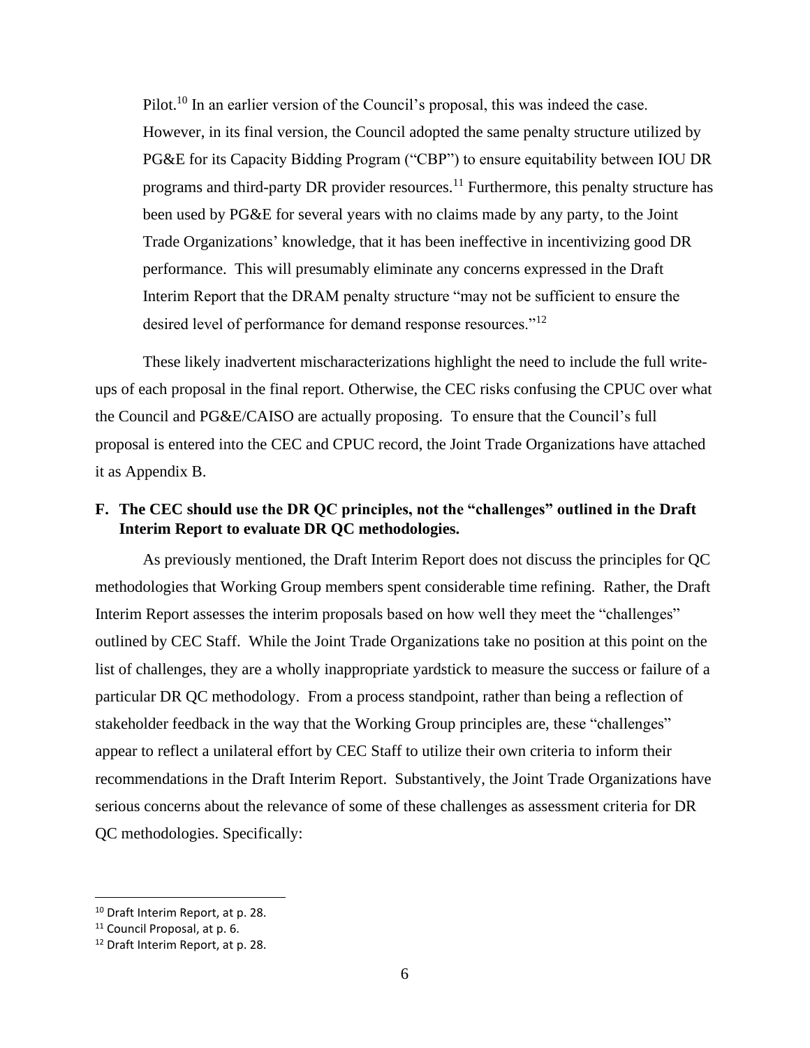Pilot.[10] In an earlier version of the Council's proposal, this was indeed the case. However, in its final version, the Council adopted the same penalty structure utilized by PG&E for its Capacity Bidding Program ("CBP") to ensure equitability between IOU DR programs and third-party DR provider resources.[11] Furthermore, this penalty structure has been used by PG&E for several years with no claims made by any party, to the Joint Trade Organizations' knowledge, that it has been ineffective in incentivizing good DR performance. This will presumably eliminate any concerns expressed in the Draft Interim Report that the DRAM penalty structure "may not be sufficient to ensure the desired level of performance for demand response resources."[12]

These likely inadvertent mischaracterizations highlight the need to include the full write-ups of each proposal in the final report. Otherwise, the CEC risks confusing the CPUC over what the Council and PG&E/CAISO are actually proposing. To ensure that the Council's full proposal is entered into the CEC and CPUC record, the Joint Trade Organizations have attached it as Appendix B.

**F. The CEC should use the DR QC principles, not the "challenges" outlined in the Draft Interim Report to evaluate DR QC methodologies.**

As previously mentioned, the Draft Interim Report does not discuss the principles for QC methodologies that Working Group members spent considerable time refining. Rather, the Draft Interim Report assesses the interim proposals based on how well they meet the "challenges" outlined by CEC Staff. While the Joint Trade Organizations take no position at this point on the list of challenges, they are a wholly inappropriate yardstick to measure the success or failure of a particular DR QC methodology. From a process standpoint, rather than being a reflection of stakeholder feedback in the way that the Working Group principles are, these "challenges" appear to reflect a unilateral effort by CEC Staff to utilize their own criteria to inform their recommendations in the Draft Interim Report. Substantively, the Joint Trade Organizations have serious concerns about the relevance of some of these challenges as assessment criteria for DR QC methodologies. Specifically:

---

[10] Draft Interim Report, at p. 28.

[11] Council Proposal, at p. 6.

[12] Draft Interim Report, at p. 28.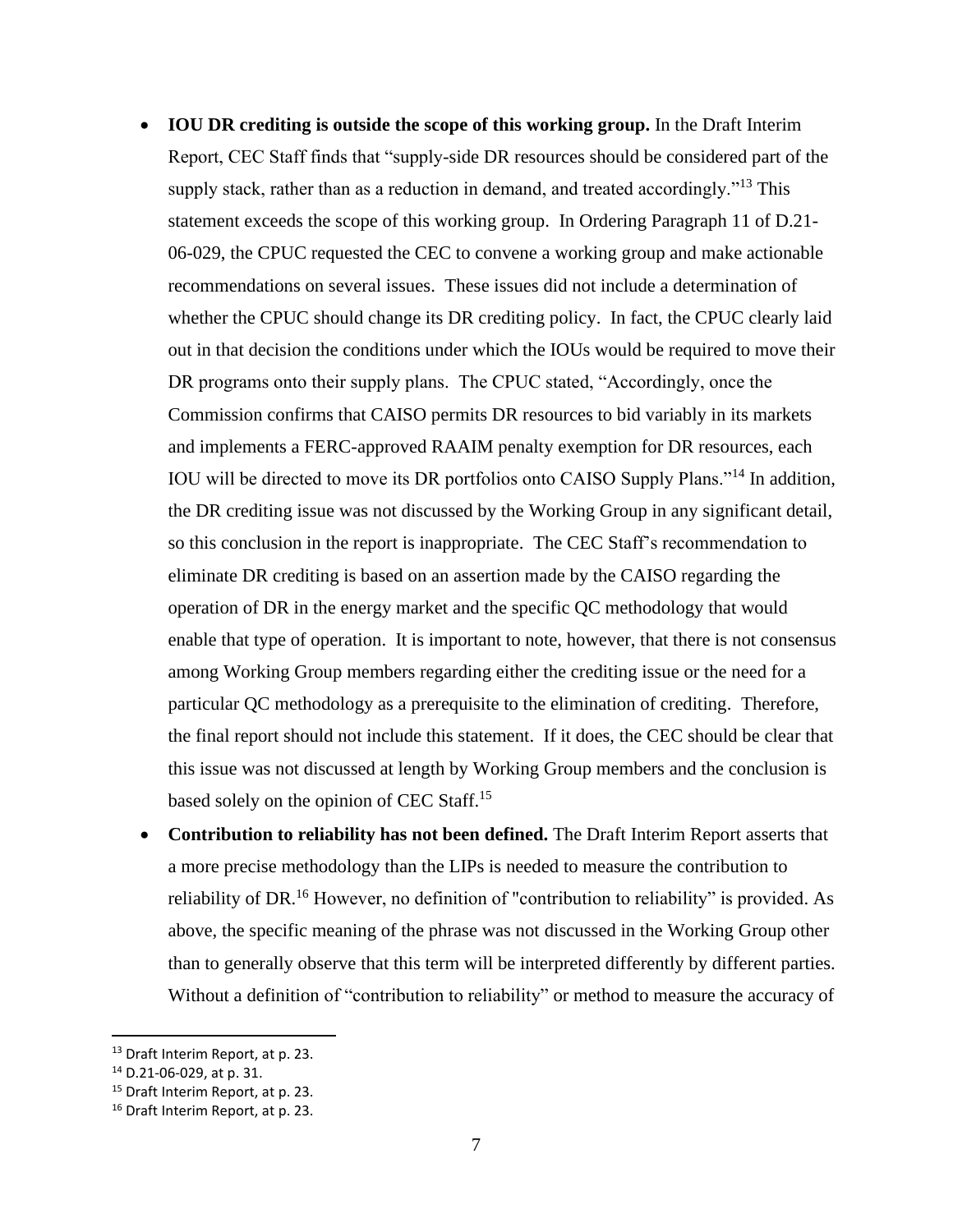- **IOU DR crediting is outside the scope of this working group.** In the Draft Interim Report, CEC Staff finds that "supply-side DR resources should be considered part of the supply stack, rather than as a reduction in demand, and treated accordingly."[13] This statement exceeds the scope of this working group. In Ordering Paragraph 11 of D.21-06-029, the CPUC requested the CEC to convene a working group and make actionable recommendations on several issues. These issues did not include a determination of whether the CPUC should change its DR crediting policy. In fact, the CPUC clearly laid out in that decision the conditions under which the IOUs would be required to move their DR programs onto their supply plans. The CPUC stated, "Accordingly, once the Commission confirms that CAISO permits DR resources to bid variably in its markets and implements a FERC-approved RAAIM penalty exemption for DR resources, each IOU will be directed to move its DR portfolios onto CAISO Supply Plans."[14] In addition, the DR crediting issue was not discussed by the Working Group in any significant detail, so this conclusion in the report is inappropriate. The CEC Staff's recommendation to eliminate DR crediting is based on an assertion made by the CAISO regarding the operation of DR in the energy market and the specific QC methodology that would enable that type of operation. It is important to note, however, that there is not consensus among Working Group members regarding either the crediting issue or the need for a particular QC methodology as a prerequisite to the elimination of crediting. Therefore, the final report should not include this statement. If it does, the CEC should be clear that this issue was not discussed at length by Working Group members and the conclusion is based solely on the opinion of CEC Staff.[15]
- **Contribution to reliability has not been defined.** The Draft Interim Report asserts that a more precise methodology than the LIPs is needed to measure the contribution to reliability of DR.[16] However, no definition of "contribution to reliability" is provided. As above, the specific meaning of the phrase was not discussed in the Working Group other than to generally observe that this term will be interpreted differently by different parties. Without a definition of "contribution to reliability" or method to measure the accuracy of

---

[13] Draft Interim Report, at p. 23.

[14] D.21-06-029, at p. 31.

[15] Draft Interim Report, at p. 23.

[16] Draft Interim Report, at p. 23.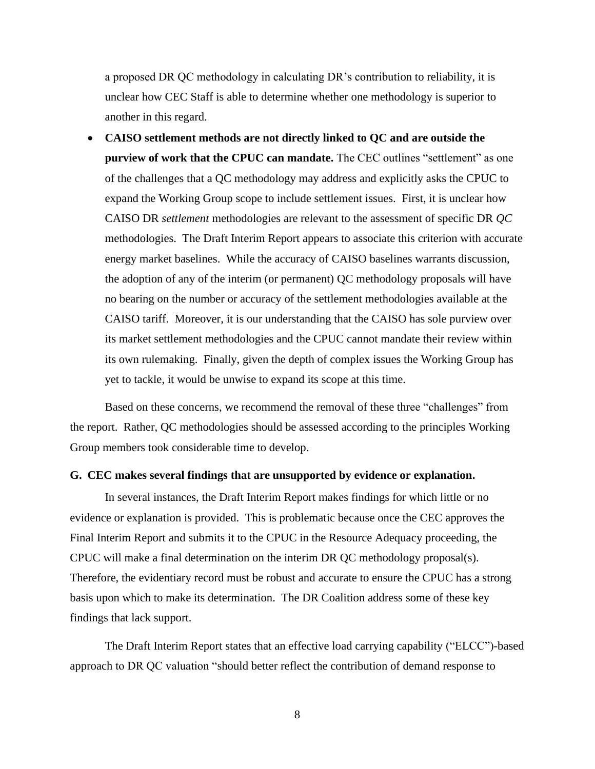a proposed DR QC methodology in calculating DR's contribution to reliability, it is unclear how CEC Staff is able to determine whether one methodology is superior to another in this regard.

- **CAISO settlement methods are not directly linked to QC and are outside the purview of work that the CPUC can mandate.** The CEC outlines "settlement" as one of the challenges that a QC methodology may address and explicitly asks the CPUC to expand the Working Group scope to include settlement issues. First, it is unclear how CAISO DR *settlement* methodologies are relevant to the assessment of specific DR *QC* methodologies. The Draft Interim Report appears to associate this criterion with accurate energy market baselines. While the accuracy of CAISO baselines warrants discussion, the adoption of any of the interim (or permanent) QC methodology proposals will have no bearing on the number or accuracy of the settlement methodologies available at the CAISO tariff. Moreover, it is our understanding that the CAISO has sole purview over its market settlement methodologies and the CPUC cannot mandate their review within its own rulemaking. Finally, given the depth of complex issues the Working Group has yet to tackle, it would be unwise to expand its scope at this time.

Based on these concerns, we recommend the removal of these three "challenges" from the report. Rather, QC methodologies should be assessed according to the principles Working Group members took considerable time to develop.

**G. CEC makes several findings that are unsupported by evidence or explanation.**

In several instances, the Draft Interim Report makes findings for which little or no evidence or explanation is provided. This is problematic because once the CEC approves the Final Interim Report and submits it to the CPUC in the Resource Adequacy proceeding, the CPUC will make a final determination on the interim DR QC methodology proposal(s). Therefore, the evidentiary record must be robust and accurate to ensure the CPUC has a strong basis upon which to make its determination. The DR Coalition address some of these key findings that lack support.

The Draft Interim Report states that an effective load carrying capability ("ELCC")-based approach to DR QC valuation "should better reflect the contribution of demand response to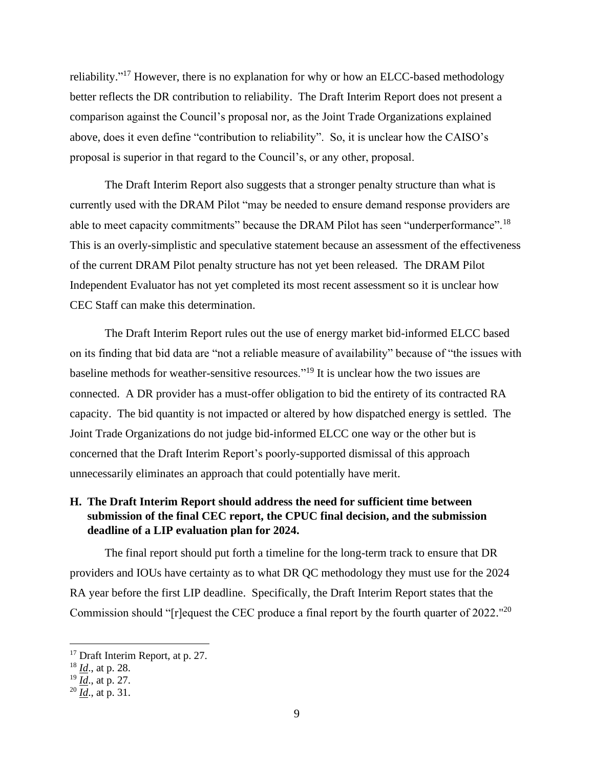reliability."[17] However, there is no explanation for why or how an ELCC-based methodology better reflects the DR contribution to reliability. The Draft Interim Report does not present a comparison against the Council's proposal nor, as the Joint Trade Organizations explained above, does it even define "contribution to reliability". So, it is unclear how the CAISO's proposal is superior in that regard to the Council's, or any other, proposal.

The Draft Interim Report also suggests that a stronger penalty structure than what is currently used with the DRAM Pilot "may be needed to ensure demand response providers are able to meet capacity commitments" because the DRAM Pilot has seen "underperformance".[18] This is an overly-simplistic and speculative statement because an assessment of the effectiveness of the current DRAM Pilot penalty structure has not yet been released. The DRAM Pilot Independent Evaluator has not yet completed its most recent assessment so it is unclear how CEC Staff can make this determination.

The Draft Interim Report rules out the use of energy market bid-informed ELCC based on its finding that bid data are "not a reliable measure of availability" because of "the issues with baseline methods for weather-sensitive resources."[19] It is unclear how the two issues are connected. A DR provider has a must-offer obligation to bid the entirety of its contracted RA capacity. The bid quantity is not impacted or altered by how dispatched energy is settled. The Joint Trade Organizations do not judge bid-informed ELCC one way or the other but is concerned that the Draft Interim Report's poorly-supported dismissal of this approach unnecessarily eliminates an approach that could potentially have merit.

### H. The Draft Interim Report should address the need for sufficient time between submission of the final CEC report, the CPUC final decision, and the submission deadline of a LIP evaluation plan for 2024.

The final report should put forth a timeline for the long-term track to ensure that DR providers and IOUs have certainty as to what DR QC methodology they must use for the 2024 RA year before the first LIP deadline. Specifically, the Draft Interim Report states that the Commission should "[r]equest the CEC produce a final report by the fourth quarter of 2022."[20]

---

[17] Draft Interim Report, at p. 27.

[18] *Id*., at p. 28.

[19] *Id*., at p. 27.

[20] *Id*., at p. 31.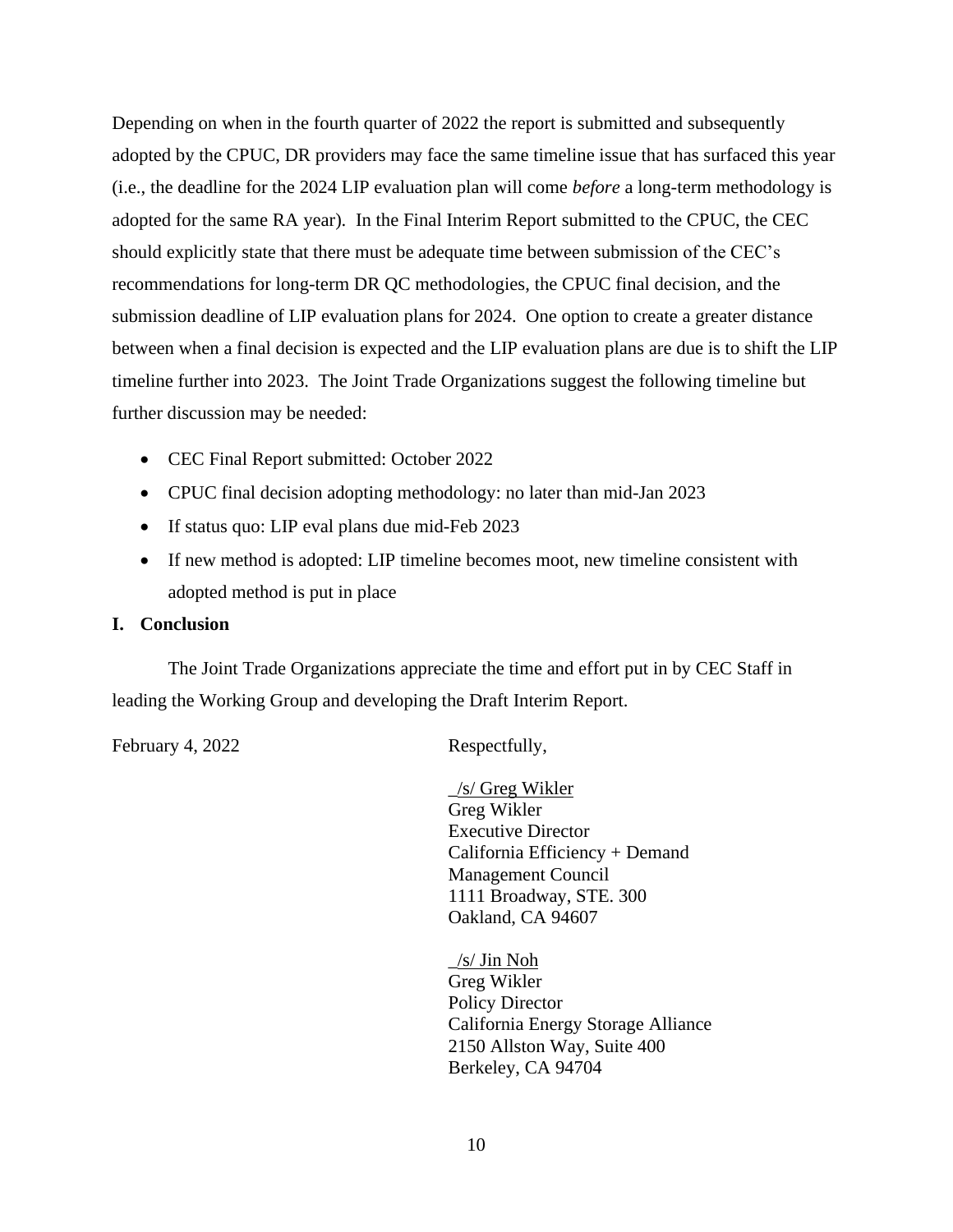Depending on when in the fourth quarter of 2022 the report is submitted and subsequently adopted by the CPUC, DR providers may face the same timeline issue that has surfaced this year (i.e., the deadline for the 2024 LIP evaluation plan will come *before* a long-term methodology is adopted for the same RA year). In the Final Interim Report submitted to the CPUC, the CEC should explicitly state that there must be adequate time between submission of the CEC's recommendations for long-term DR QC methodologies, the CPUC final decision, and the submission deadline of LIP evaluation plans for 2024. One option to create a greater distance between when a final decision is expected and the LIP evaluation plans are due is to shift the LIP timeline further into 2023. The Joint Trade Organizations suggest the following timeline but further discussion may be needed:

- CEC Final Report submitted: October 2022
- CPUC final decision adopting methodology: no later than mid-Jan 2023
- If status quo: LIP eval plans due mid-Feb 2023
- If new method is adopted: LIP timeline becomes moot, new timeline consistent with adopted method is put in place

## I. Conclusion

The Joint Trade Organizations appreciate the time and effort put in by CEC Staff in leading the Working Group and developing the Draft Interim Report.

February 4, 2022

Respectfully,

_/s/ Greg Wikler
Greg Wikler
Executive Director
California Efficiency + Demand Management Council
1111 Broadway, STE. 300
Oakland, CA 94607

_/s/ Jin Noh
Greg Wikler
Policy Director
California Energy Storage Alliance
2150 Allston Way, Suite 400
Berkeley, CA 94704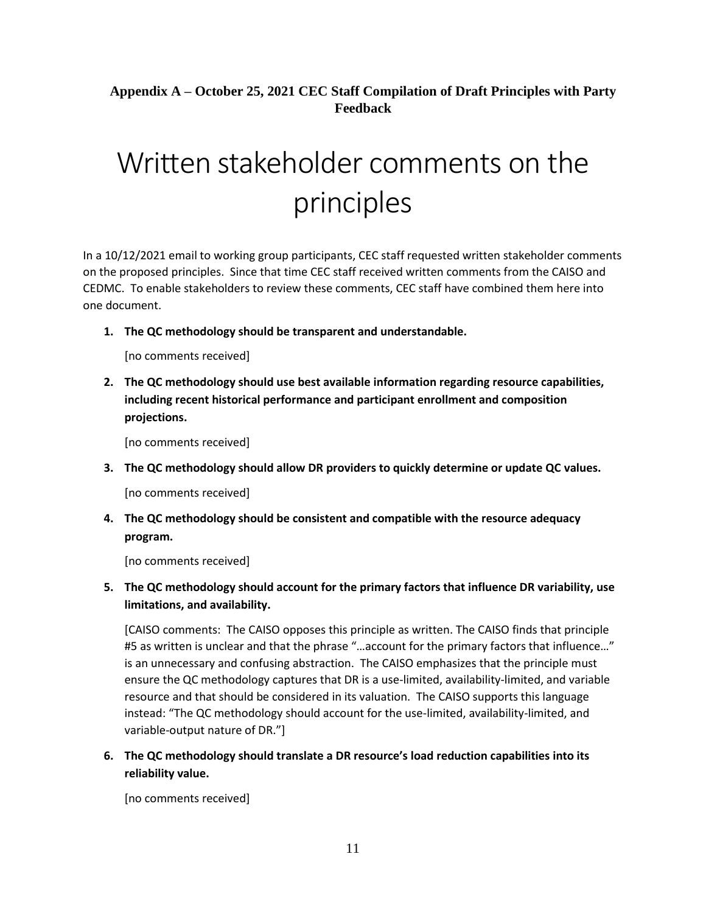**Appendix A – October 25, 2021 CEC Staff Compilation of Draft Principles with Party Feedback**

# Written stakeholder comments on the principles

In a 10/12/2021 email to working group participants, CEC staff requested written stakeholder comments on the proposed principles. Since that time CEC staff received written comments from the CAISO and CEDMC. To enable stakeholders to review these comments, CEC staff have combined them here into one document.

1. **The QC methodology should be transparent and understandable.**

   [no comments received]

2. **The QC methodology should use best available information regarding resource capabilities, including recent historical performance and participant enrollment and composition projections.**

   [no comments received]

3. **The QC methodology should allow DR providers to quickly determine or update QC values.**

   [no comments received]

4. **The QC methodology should be consistent and compatible with the resource adequacy program.**

   [no comments received]

5. **The QC methodology should account for the primary factors that influence DR variability, use limitations, and availability.**

   [CAISO comments: The CAISO opposes this principle as written. The CAISO finds that principle #5 as written is unclear and that the phrase "…account for the primary factors that influence…" is an unnecessary and confusing abstraction. The CAISO emphasizes that the principle must ensure the QC methodology captures that DR is a use-limited, availability-limited, and variable resource and that should be considered in its valuation. The CAISO supports this language instead: "The QC methodology should account for the use-limited, availability-limited, and variable-output nature of DR."]

6. **The QC methodology should translate a DR resource's load reduction capabilities into its reliability value.**

   [no comments received]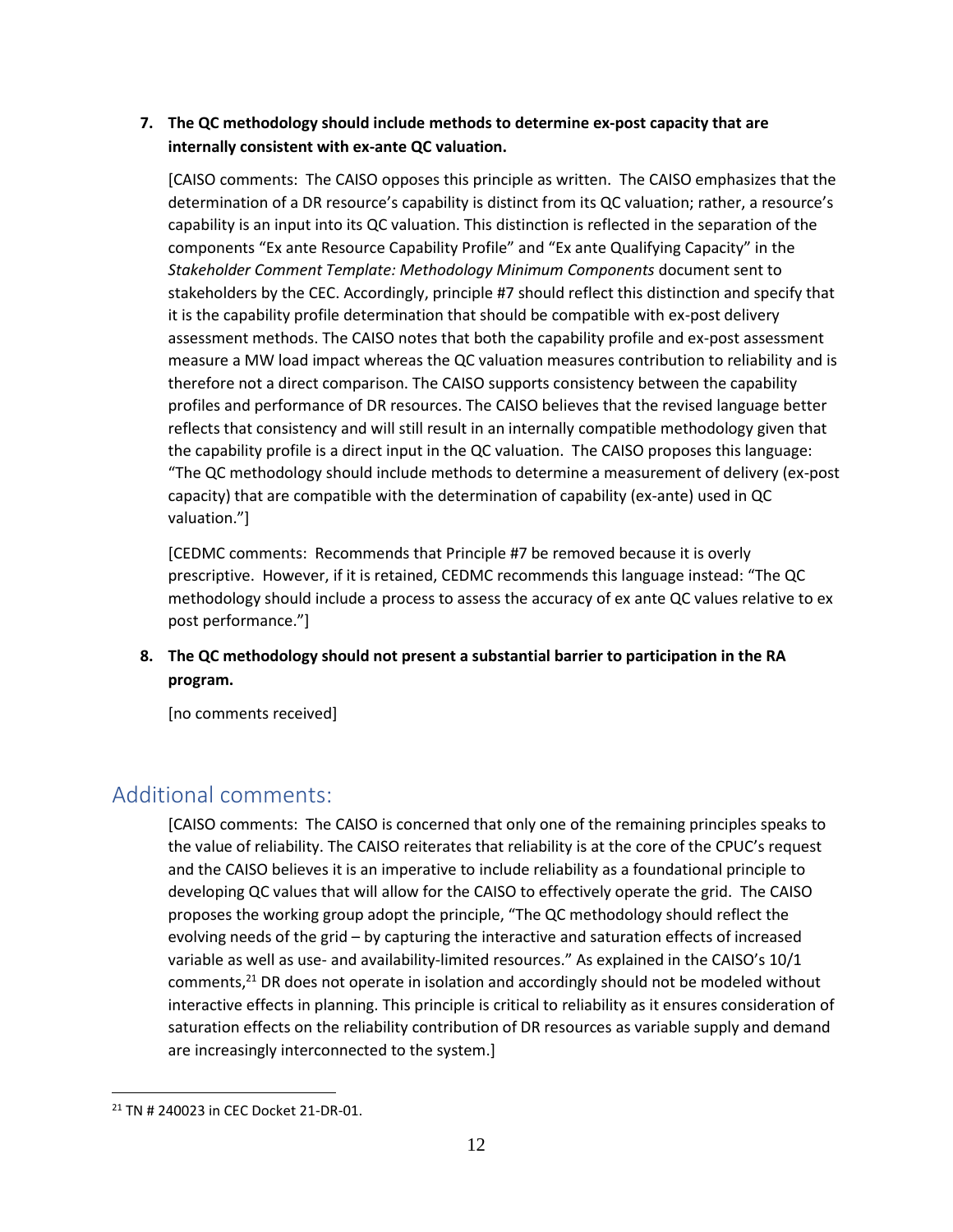**7. The QC methodology should include methods to determine ex-post capacity that are internally consistent with ex-ante QC valuation.**

[CAISO comments: The CAISO opposes this principle as written. The CAISO emphasizes that the determination of a DR resource's capability is distinct from its QC valuation; rather, a resource's capability is an input into its QC valuation. This distinction is reflected in the separation of the components "Ex ante Resource Capability Profile" and "Ex ante Qualifying Capacity" in the *Stakeholder Comment Template: Methodology Minimum Components* document sent to stakeholders by the CEC. Accordingly, principle #7 should reflect this distinction and specify that it is the capability profile determination that should be compatible with ex-post delivery assessment methods. The CAISO notes that both the capability profile and ex-post assessment measure a MW load impact whereas the QC valuation measures contribution to reliability and is therefore not a direct comparison. The CAISO supports consistency between the capability profiles and performance of DR resources. The CAISO believes that the revised language better reflects that consistency and will still result in an internally compatible methodology given that the capability profile is a direct input in the QC valuation. The CAISO proposes this language: "The QC methodology should include methods to determine a measurement of delivery (ex-post capacity) that are compatible with the determination of capability (ex-ante) used in QC valuation."]

[CEDMC comments: Recommends that Principle #7 be removed because it is overly prescriptive. However, if it is retained, CEDMC recommends this language instead: "The QC methodology should include a process to assess the accuracy of ex ante QC values relative to ex post performance."]

**8. The QC methodology should not present a substantial barrier to participation in the RA program.**

[no comments received]

## Additional comments:

[CAISO comments: The CAISO is concerned that only one of the remaining principles speaks to the value of reliability. The CAISO reiterates that reliability is at the core of the CPUC's request and the CAISO believes it is an imperative to include reliability as a foundational principle to developing QC values that will allow for the CAISO to effectively operate the grid. The CAISO proposes the working group adopt the principle, "The QC methodology should reflect the evolving needs of the grid – by capturing the interactive and saturation effects of increased variable as well as use- and availability-limited resources." As explained in the CAISO's 10/1 comments,[21] DR does not operate in isolation and accordingly should not be modeled without interactive effects in planning. This principle is critical to reliability as it ensures consideration of saturation effects on the reliability contribution of DR resources as variable supply and demand are increasingly interconnected to the system.]

[21] TN # 240023 in CEC Docket 21-DR-01.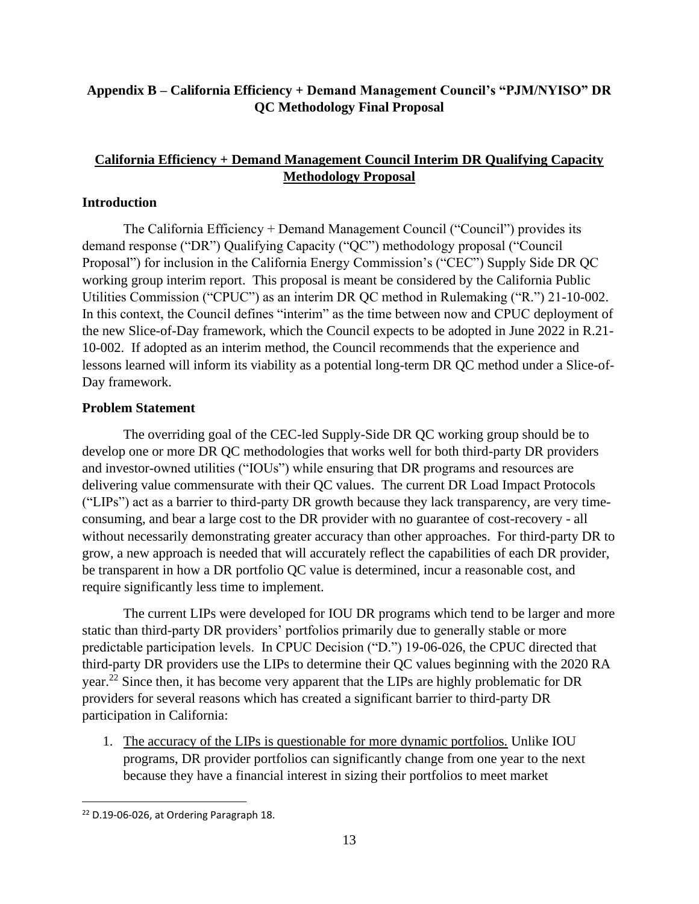## Appendix B – California Efficiency + Demand Management Council's "PJM/NYISO" DR QC Methodology Final Proposal

### <u>California Efficiency + Demand Management Council Interim DR Qualifying Capacity Methodology Proposal</u>

### Introduction

The California Efficiency + Demand Management Council ("Council") provides its demand response ("DR") Qualifying Capacity ("QC") methodology proposal ("Council Proposal") for inclusion in the California Energy Commission's ("CEC") Supply Side DR QC working group interim report. This proposal is meant be considered by the California Public Utilities Commission ("CPUC") as an interim DR QC method in Rulemaking ("R.") 21-10-002. In this context, the Council defines "interim" as the time between now and CPUC deployment of the new Slice-of-Day framework, which the Council expects to be adopted in June 2022 in R.21-10-002. If adopted as an interim method, the Council recommends that the experience and lessons learned will inform its viability as a potential long-term DR QC method under a Slice-of-Day framework.

### Problem Statement

The overriding goal of the CEC-led Supply-Side DR QC working group should be to develop one or more DR QC methodologies that works well for both third-party DR providers and investor-owned utilities ("IOUs") while ensuring that DR programs and resources are delivering value commensurate with their QC values. The current DR Load Impact Protocols ("LIPs") act as a barrier to third-party DR growth because they lack transparency, are very time-consuming, and bear a large cost to the DR provider with no guarantee of cost-recovery - all without necessarily demonstrating greater accuracy than other approaches. For third-party DR to grow, a new approach is needed that will accurately reflect the capabilities of each DR provider, be transparent in how a DR portfolio QC value is determined, incur a reasonable cost, and require significantly less time to implement.

The current LIPs were developed for IOU DR programs which tend to be larger and more static than third-party DR providers' portfolios primarily due to generally stable or more predictable participation levels. In CPUC Decision ("D.") 19-06-026, the CPUC directed that third-party DR providers use the LIPs to determine their QC values beginning with the 2020 RA year.[22] Since then, it has become very apparent that the LIPs are highly problematic for DR providers for several reasons which has created a significant barrier to third-party DR participation in California:

1. <u>The accuracy of the LIPs is questionable for more dynamic portfolios.</u> Unlike IOU programs, DR provider portfolios can significantly change from one year to the next because they have a financial interest in sizing their portfolios to meet market

[22] D.19-06-026, at Ordering Paragraph 18.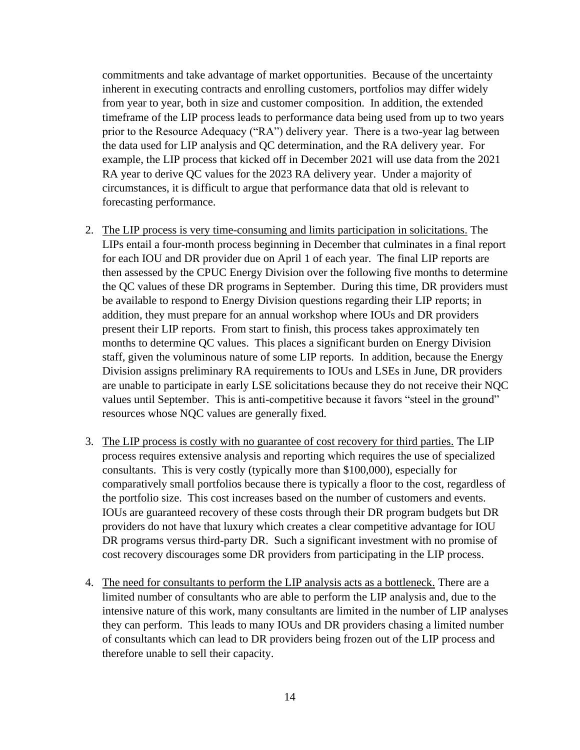commitments and take advantage of market opportunities. Because of the uncertainty inherent in executing contracts and enrolling customers, portfolios may differ widely from year to year, both in size and customer composition. In addition, the extended timeframe of the LIP process leads to performance data being used from up to two years prior to the Resource Adequacy ("RA") delivery year. There is a two-year lag between the data used for LIP analysis and QC determination, and the RA delivery year. For example, the LIP process that kicked off in December 2021 will use data from the 2021 RA year to derive QC values for the 2023 RA delivery year. Under a majority of circumstances, it is difficult to argue that performance data that old is relevant to forecasting performance.

2. The LIP process is very time-consuming and limits participation in solicitations. The LIPs entail a four-month process beginning in December that culminates in a final report for each IOU and DR provider due on April 1 of each year. The final LIP reports are then assessed by the CPUC Energy Division over the following five months to determine the QC values of these DR programs in September. During this time, DR providers must be available to respond to Energy Division questions regarding their LIP reports; in addition, they must prepare for an annual workshop where IOUs and DR providers present their LIP reports. From start to finish, this process takes approximately ten months to determine QC values. This places a significant burden on Energy Division staff, given the voluminous nature of some LIP reports. In addition, because the Energy Division assigns preliminary RA requirements to IOUs and LSEs in June, DR providers are unable to participate in early LSE solicitations because they do not receive their NQC values until September. This is anti-competitive because it favors "steel in the ground" resources whose NQC values are generally fixed.

3. The LIP process is costly with no guarantee of cost recovery for third parties. The LIP process requires extensive analysis and reporting which requires the use of specialized consultants. This is very costly (typically more than $100,000), especially for comparatively small portfolios because there is typically a floor to the cost, regardless of the portfolio size. This cost increases based on the number of customers and events. IOUs are guaranteed recovery of these costs through their DR program budgets but DR providers do not have that luxury which creates a clear competitive advantage for IOU DR programs versus third-party DR. Such a significant investment with no promise of cost recovery discourages some DR providers from participating in the LIP process.

4. The need for consultants to perform the LIP analysis acts as a bottleneck. There are a limited number of consultants who are able to perform the LIP analysis and, due to the intensive nature of this work, many consultants are limited in the number of LIP analyses they can perform. This leads to many IOUs and DR providers chasing a limited number of consultants which can lead to DR providers being frozen out of the LIP process and therefore unable to sell their capacity.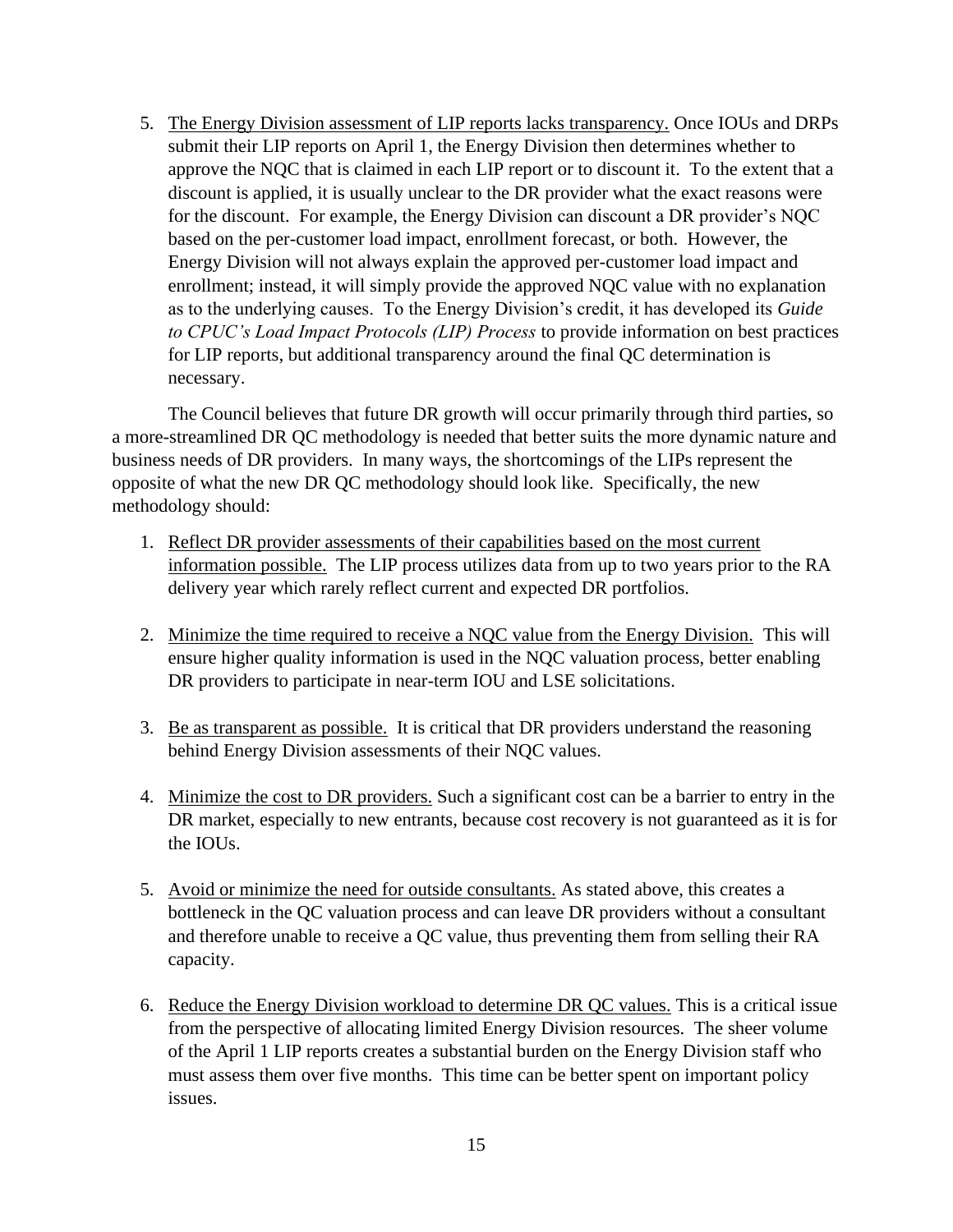5. <u>The Energy Division assessment of LIP reports lacks transparency.</u> Once IOUs and DRPs submit their LIP reports on April 1, the Energy Division then determines whether to approve the NQC that is claimed in each LIP report or to discount it. To the extent that a discount is applied, it is usually unclear to the DR provider what the exact reasons were for the discount. For example, the Energy Division can discount a DR provider's NQC based on the per-customer load impact, enrollment forecast, or both. However, the Energy Division will not always explain the approved per-customer load impact and enrollment; instead, it will simply provide the approved NQC value with no explanation as to the underlying causes. To the Energy Division's credit, it has developed its *Guide to CPUC's Load Impact Protocols (LIP) Process* to provide information on best practices for LIP reports, but additional transparency around the final QC determination is necessary.

The Council believes that future DR growth will occur primarily through third parties, so a more-streamlined DR QC methodology is needed that better suits the more dynamic nature and business needs of DR providers. In many ways, the shortcomings of the LIPs represent the opposite of what the new DR QC methodology should look like. Specifically, the new methodology should:

1. <u>Reflect DR provider assessments of their capabilities based on the most current information possible.</u> The LIP process utilizes data from up to two years prior to the RA delivery year which rarely reflect current and expected DR portfolios.

2. <u>Minimize the time required to receive a NQC value from the Energy Division.</u> This will ensure higher quality information is used in the NQC valuation process, better enabling DR providers to participate in near-term IOU and LSE solicitations.

3. <u>Be as transparent as possible.</u> It is critical that DR providers understand the reasoning behind Energy Division assessments of their NQC values.

4. <u>Minimize the cost to DR providers.</u> Such a significant cost can be a barrier to entry in the DR market, especially to new entrants, because cost recovery is not guaranteed as it is for the IOUs.

5. <u>Avoid or minimize the need for outside consultants.</u> As stated above, this creates a bottleneck in the QC valuation process and can leave DR providers without a consultant and therefore unable to receive a QC value, thus preventing them from selling their RA capacity.

6. <u>Reduce the Energy Division workload to determine DR QC values.</u> This is a critical issue from the perspective of allocating limited Energy Division resources. The sheer volume of the April 1 LIP reports creates a substantial burden on the Energy Division staff who must assess them over five months. This time can be better spent on important policy issues.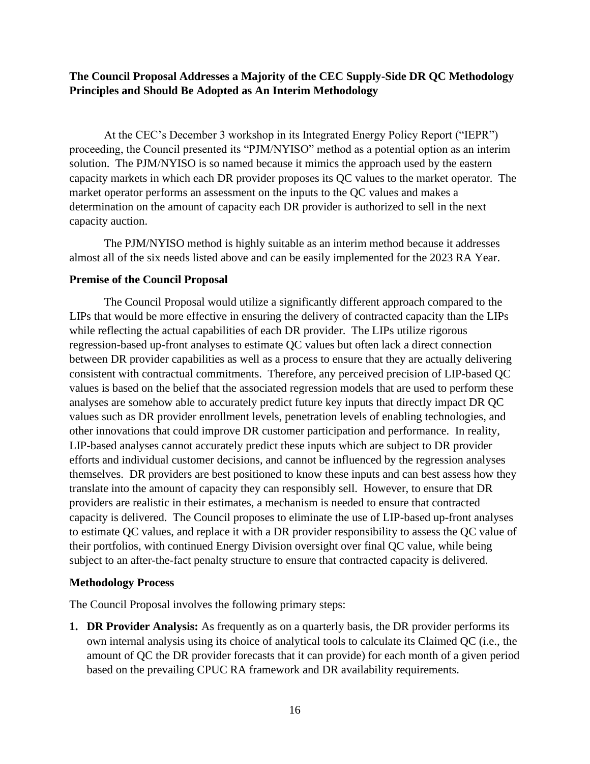**The Council Proposal Addresses a Majority of the CEC Supply-Side DR QC Methodology Principles and Should Be Adopted as An Interim Methodology**

At the CEC's December 3 workshop in its Integrated Energy Policy Report ("IEPR") proceeding, the Council presented its "PJM/NYISO" method as a potential option as an interim solution. The PJM/NYISO is so named because it mimics the approach used by the eastern capacity markets in which each DR provider proposes its QC values to the market operator. The market operator performs an assessment on the inputs to the QC values and makes a determination on the amount of capacity each DR provider is authorized to sell in the next capacity auction.

The PJM/NYISO method is highly suitable as an interim method because it addresses almost all of the six needs listed above and can be easily implemented for the 2023 RA Year.

**Premise of the Council Proposal**

The Council Proposal would utilize a significantly different approach compared to the LIPs that would be more effective in ensuring the delivery of contracted capacity than the LIPs while reflecting the actual capabilities of each DR provider. The LIPs utilize rigorous regression-based up-front analyses to estimate QC values but often lack a direct connection between DR provider capabilities as well as a process to ensure that they are actually delivering consistent with contractual commitments. Therefore, any perceived precision of LIP-based QC values is based on the belief that the associated regression models that are used to perform these analyses are somehow able to accurately predict future key inputs that directly impact DR QC values such as DR provider enrollment levels, penetration levels of enabling technologies, and other innovations that could improve DR customer participation and performance. In reality, LIP-based analyses cannot accurately predict these inputs which are subject to DR provider efforts and individual customer decisions, and cannot be influenced by the regression analyses themselves. DR providers are best positioned to know these inputs and can best assess how they translate into the amount of capacity they can responsibly sell. However, to ensure that DR providers are realistic in their estimates, a mechanism is needed to ensure that contracted capacity is delivered. The Council proposes to eliminate the use of LIP-based up-front analyses to estimate QC values, and replace it with a DR provider responsibility to assess the QC value of their portfolios, with continued Energy Division oversight over final QC value, while being subject to an after-the-fact penalty structure to ensure that contracted capacity is delivered.

**Methodology Process**

The Council Proposal involves the following primary steps:

1. **DR Provider Analysis:** As frequently as on a quarterly basis, the DR provider performs its own internal analysis using its choice of analytical tools to calculate its Claimed QC (i.e., the amount of QC the DR provider forecasts that it can provide) for each month of a given period based on the prevailing CPUC RA framework and DR availability requirements.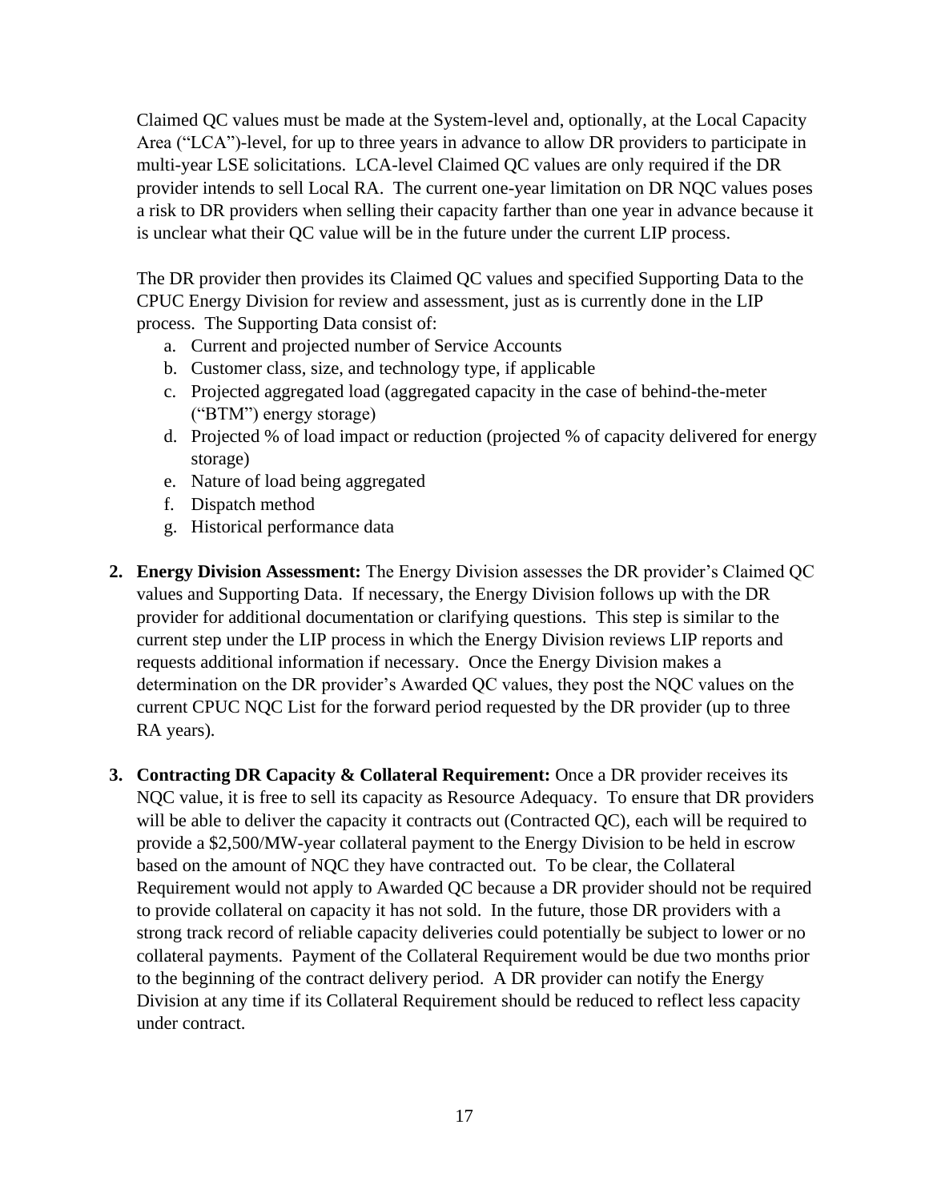Claimed QC values must be made at the System-level and, optionally, at the Local Capacity Area ("LCA")-level, for up to three years in advance to allow DR providers to participate in multi-year LSE solicitations. LCA-level Claimed QC values are only required if the DR provider intends to sell Local RA. The current one-year limitation on DR NQC values poses a risk to DR providers when selling their capacity farther than one year in advance because it is unclear what their QC value will be in the future under the current LIP process.

The DR provider then provides its Claimed QC values and specified Supporting Data to the CPUC Energy Division for review and assessment, just as is currently done in the LIP process. The Supporting Data consist of:

a. Current and projected number of Service Accounts
b. Customer class, size, and technology type, if applicable
c. Projected aggregated load (aggregated capacity in the case of behind-the-meter ("BTM") energy storage)
d. Projected % of load impact or reduction (projected % of capacity delivered for energy storage)
e. Nature of load being aggregated
f. Dispatch method
g. Historical performance data

2. **Energy Division Assessment:** The Energy Division assesses the DR provider's Claimed QC values and Supporting Data. If necessary, the Energy Division follows up with the DR provider for additional documentation or clarifying questions. This step is similar to the current step under the LIP process in which the Energy Division reviews LIP reports and requests additional information if necessary. Once the Energy Division makes a determination on the DR provider's Awarded QC values, they post the NQC values on the current CPUC NQC List for the forward period requested by the DR provider (up to three RA years).

3. **Contracting DR Capacity & Collateral Requirement:** Once a DR provider receives its NQC value, it is free to sell its capacity as Resource Adequacy. To ensure that DR providers will be able to deliver the capacity it contracts out (Contracted QC), each will be required to provide a $2,500/MW-year collateral payment to the Energy Division to be held in escrow based on the amount of NQC they have contracted out. To be clear, the Collateral Requirement would not apply to Awarded QC because a DR provider should not be required to provide collateral on capacity it has not sold. In the future, those DR providers with a strong track record of reliable capacity deliveries could potentially be subject to lower or no collateral payments. Payment of the Collateral Requirement would be due two months prior to the beginning of the contract delivery period. A DR provider can notify the Energy Division at any time if its Collateral Requirement should be reduced to reflect less capacity under contract.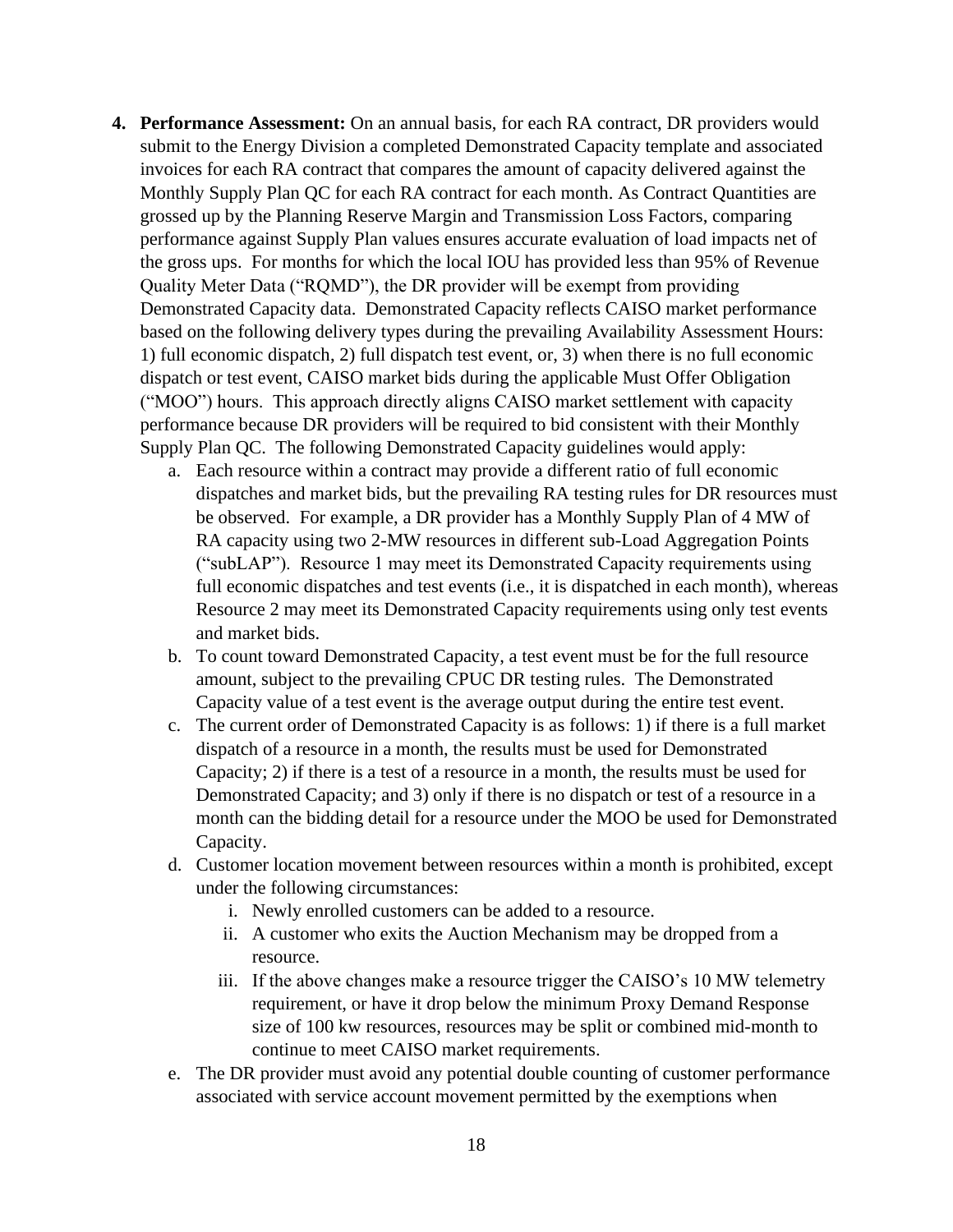4. **Performance Assessment:** On an annual basis, for each RA contract, DR providers would submit to the Energy Division a completed Demonstrated Capacity template and associated invoices for each RA contract that compares the amount of capacity delivered against the Monthly Supply Plan QC for each RA contract for each month. As Contract Quantities are grossed up by the Planning Reserve Margin and Transmission Loss Factors, comparing performance against Supply Plan values ensures accurate evaluation of load impacts net of the gross ups. For months for which the local IOU has provided less than 95% of Revenue Quality Meter Data ("RQMD"), the DR provider will be exempt from providing Demonstrated Capacity data. Demonstrated Capacity reflects CAISO market performance based on the following delivery types during the prevailing Availability Assessment Hours: 1) full economic dispatch, 2) full dispatch test event, or, 3) when there is no full economic dispatch or test event, CAISO market bids during the applicable Must Offer Obligation ("MOO") hours. This approach directly aligns CAISO market settlement with capacity performance because DR providers will be required to bid consistent with their Monthly Supply Plan QC. The following Demonstrated Capacity guidelines would apply:
    a. Each resource within a contract may provide a different ratio of full economic dispatches and market bids, but the prevailing RA testing rules for DR resources must be observed. For example, a DR provider has a Monthly Supply Plan of 4 MW of RA capacity using two 2-MW resources in different sub-Load Aggregation Points ("subLAP"). Resource 1 may meet its Demonstrated Capacity requirements using full economic dispatches and test events (i.e., it is dispatched in each month), whereas Resource 2 may meet its Demonstrated Capacity requirements using only test events and market bids.
    b. To count toward Demonstrated Capacity, a test event must be for the full resource amount, subject to the prevailing CPUC DR testing rules. The Demonstrated Capacity value of a test event is the average output during the entire test event.
    c. The current order of Demonstrated Capacity is as follows: 1) if there is a full market dispatch of a resource in a month, the results must be used for Demonstrated Capacity; 2) if there is a test of a resource in a month, the results must be used for Demonstrated Capacity; and 3) only if there is no dispatch or test of a resource in a month can the bidding detail for a resource under the MOO be used for Demonstrated Capacity.
    d. Customer location movement between resources within a month is prohibited, except under the following circumstances:
        i. Newly enrolled customers can be added to a resource.
        ii. A customer who exits the Auction Mechanism may be dropped from a resource.
        iii. If the above changes make a resource trigger the CAISO's 10 MW telemetry requirement, or have it drop below the minimum Proxy Demand Response size of 100 kw resources, resources may be split or combined mid-month to continue to meet CAISO market requirements.
    e. The DR provider must avoid any potential double counting of customer performance associated with service account movement permitted by the exemptions when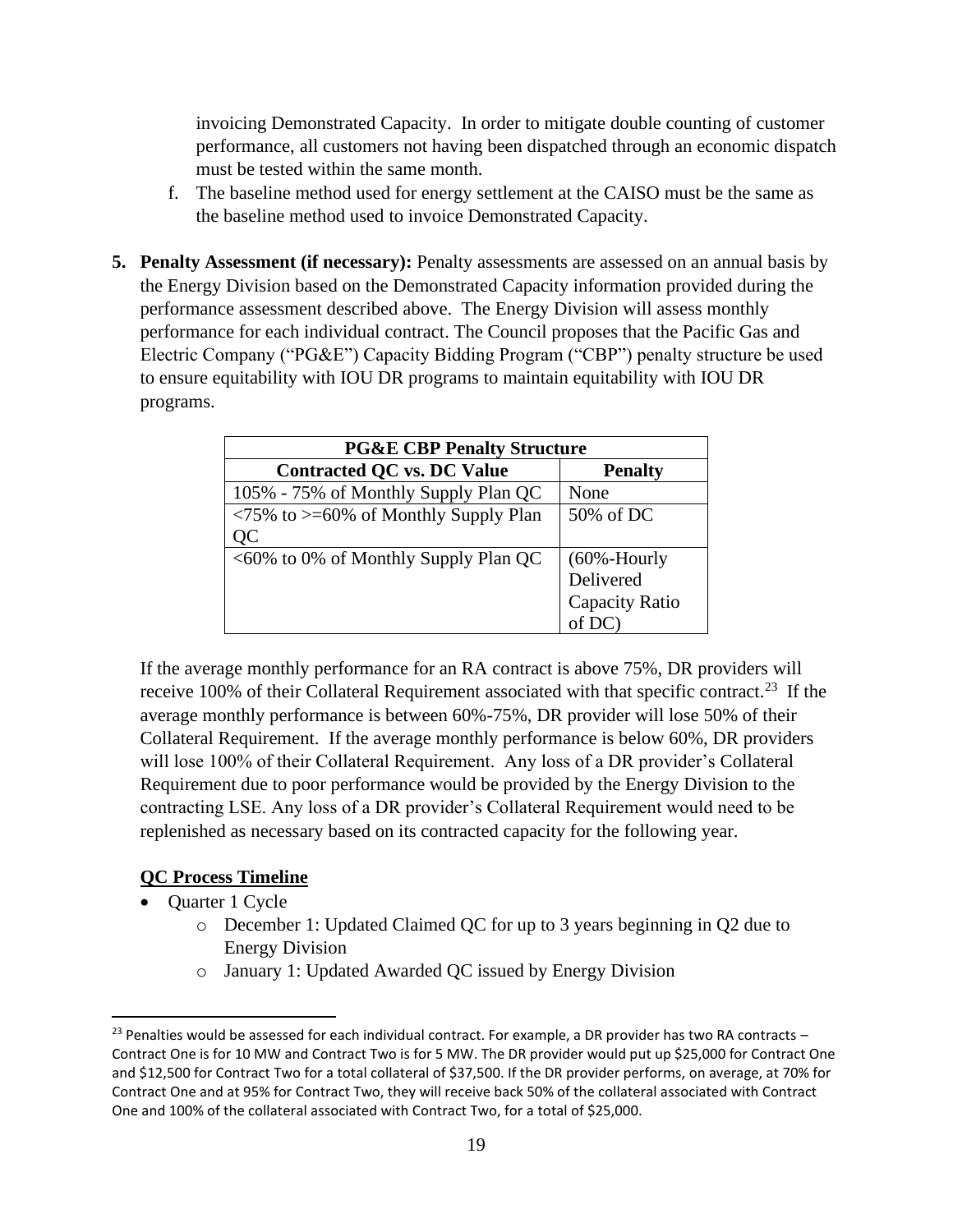invoicing Demonstrated Capacity. In order to mitigate double counting of customer performance, all customers not having been dispatched through an economic dispatch must be tested within the same month.

f. The baseline method used for energy settlement at the CAISO must be the same as the baseline method used to invoice Demonstrated Capacity.

5. **Penalty Assessment (if necessary):** Penalty assessments are assessed on an annual basis by the Energy Division based on the Demonstrated Capacity information provided during the performance assessment described above. The Energy Division will assess monthly performance for each individual contract. The Council proposes that the Pacific Gas and Electric Company ("PG&E") Capacity Bidding Program ("CBP") penalty structure be used to ensure equitability with IOU DR programs to maintain equitability with IOU DR programs.

| **PG&E CBP Penalty Structure** | |
|---|---|
| **Contracted QC vs. DC Value** | **Penalty** |
| 105% - 75% of Monthly Supply Plan QC | None |
| <75% to >=60% of Monthly Supply Plan QC | 50% of DC |
| <60% to 0% of Monthly Supply Plan QC | (60%-Hourly Delivered Capacity Ratio of DC) |

If the average monthly performance for an RA contract is above 75%, DR providers will receive 100% of their Collateral Requirement associated with that specific contract.[23] If the average monthly performance is between 60%-75%, DR provider will lose 50% of their Collateral Requirement. If the average monthly performance is below 60%, DR providers will lose 100% of their Collateral Requirement. Any loss of a DR provider's Collateral Requirement due to poor performance would be provided by the Energy Division to the contracting LSE. Any loss of a DR provider's Collateral Requirement would need to be replenished as necessary based on its contracted capacity for the following year.

**QC Process Timeline**

- Quarter 1 Cycle
  - December 1: Updated Claimed QC for up to 3 years beginning in Q2 due to Energy Division
  - January 1: Updated Awarded QC issued by Energy Division

[23] Penalties would be assessed for each individual contract. For example, a DR provider has two RA contracts – Contract One is for 10 MW and Contract Two is for 5 MW. The DR provider would put up $25,000 for Contract One and $12,500 for Contract Two for a total collateral of $37,500. If the DR provider performs, on average, at 70% for Contract One and at 95% for Contract Two, they will receive back 50% of the collateral associated with Contract One and 100% of the collateral associated with Contract Two, for a total of $25,000.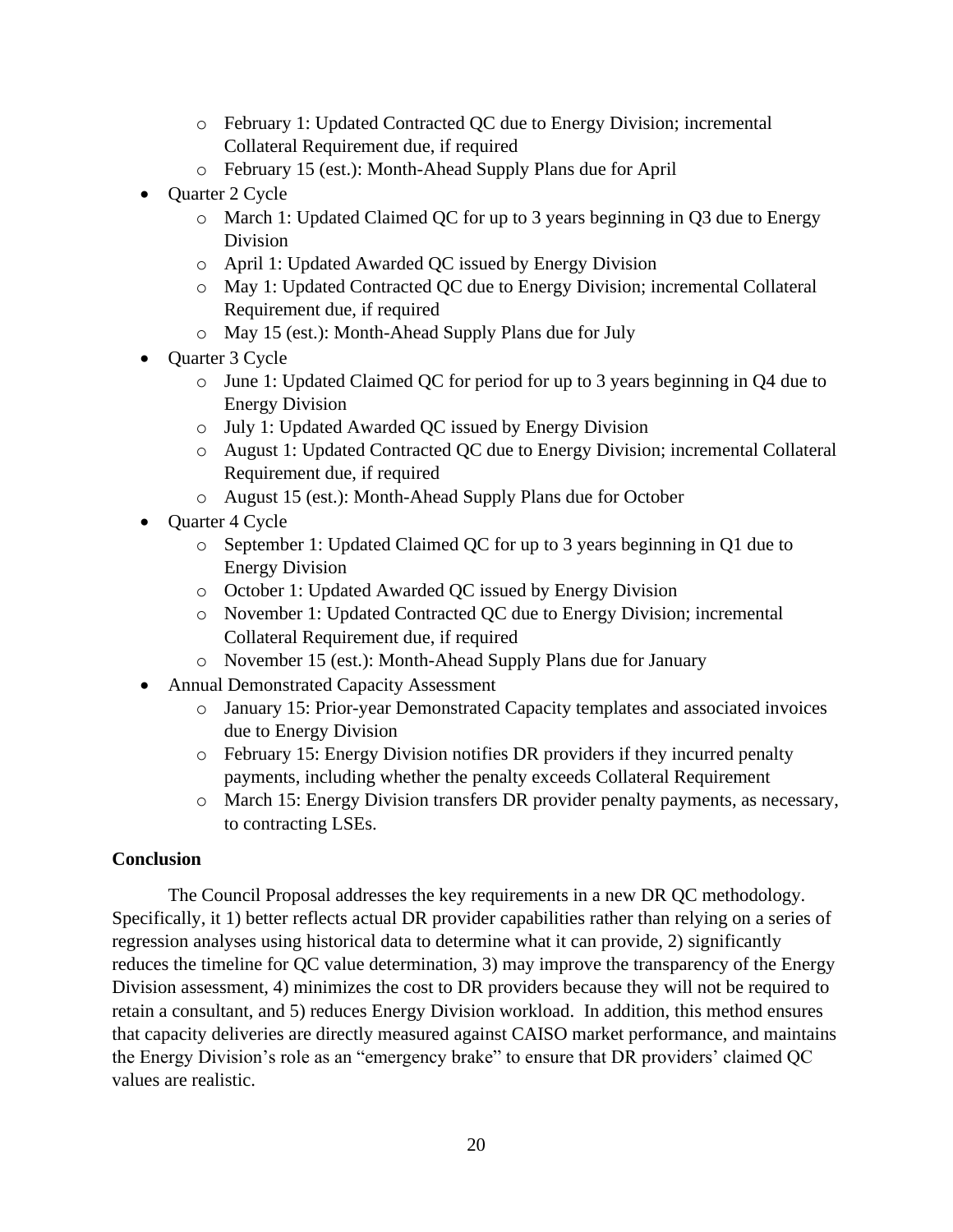- February 1: Updated Contracted QC due to Energy Division; incremental Collateral Requirement due, if required
    - February 15 (est.): Month-Ahead Supply Plans due for April
- Quarter 2 Cycle
    - March 1: Updated Claimed QC for up to 3 years beginning in Q3 due to Energy Division
    - April 1: Updated Awarded QC issued by Energy Division
    - May 1: Updated Contracted QC due to Energy Division; incremental Collateral Requirement due, if required
    - May 15 (est.): Month-Ahead Supply Plans due for July
- Quarter 3 Cycle
    - June 1: Updated Claimed QC for period for up to 3 years beginning in Q4 due to Energy Division
    - July 1: Updated Awarded QC issued by Energy Division
    - August 1: Updated Contracted QC due to Energy Division; incremental Collateral Requirement due, if required
    - August 15 (est.): Month-Ahead Supply Plans due for October
- Quarter 4 Cycle
    - September 1: Updated Claimed QC for up to 3 years beginning in Q1 due to Energy Division
    - October 1: Updated Awarded QC issued by Energy Division
    - November 1: Updated Contracted QC due to Energy Division; incremental Collateral Requirement due, if required
    - November 15 (est.): Month-Ahead Supply Plans due for January
- Annual Demonstrated Capacity Assessment
    - January 15: Prior-year Demonstrated Capacity templates and associated invoices due to Energy Division
    - February 15: Energy Division notifies DR providers if they incurred penalty payments, including whether the penalty exceeds Collateral Requirement
    - March 15: Energy Division transfers DR provider penalty payments, as necessary, to contracting LSEs.

**Conclusion**

The Council Proposal addresses the key requirements in a new DR QC methodology. Specifically, it 1) better reflects actual DR provider capabilities rather than relying on a series of regression analyses using historical data to determine what it can provide, 2) significantly reduces the timeline for QC value determination, 3) may improve the transparency of the Energy Division assessment, 4) minimizes the cost to DR providers because they will not be required to retain a consultant, and 5) reduces Energy Division workload. In addition, this method ensures that capacity deliveries are directly measured against CAISO market performance, and maintains the Energy Division's role as an "emergency brake" to ensure that DR providers' claimed QC values are realistic.